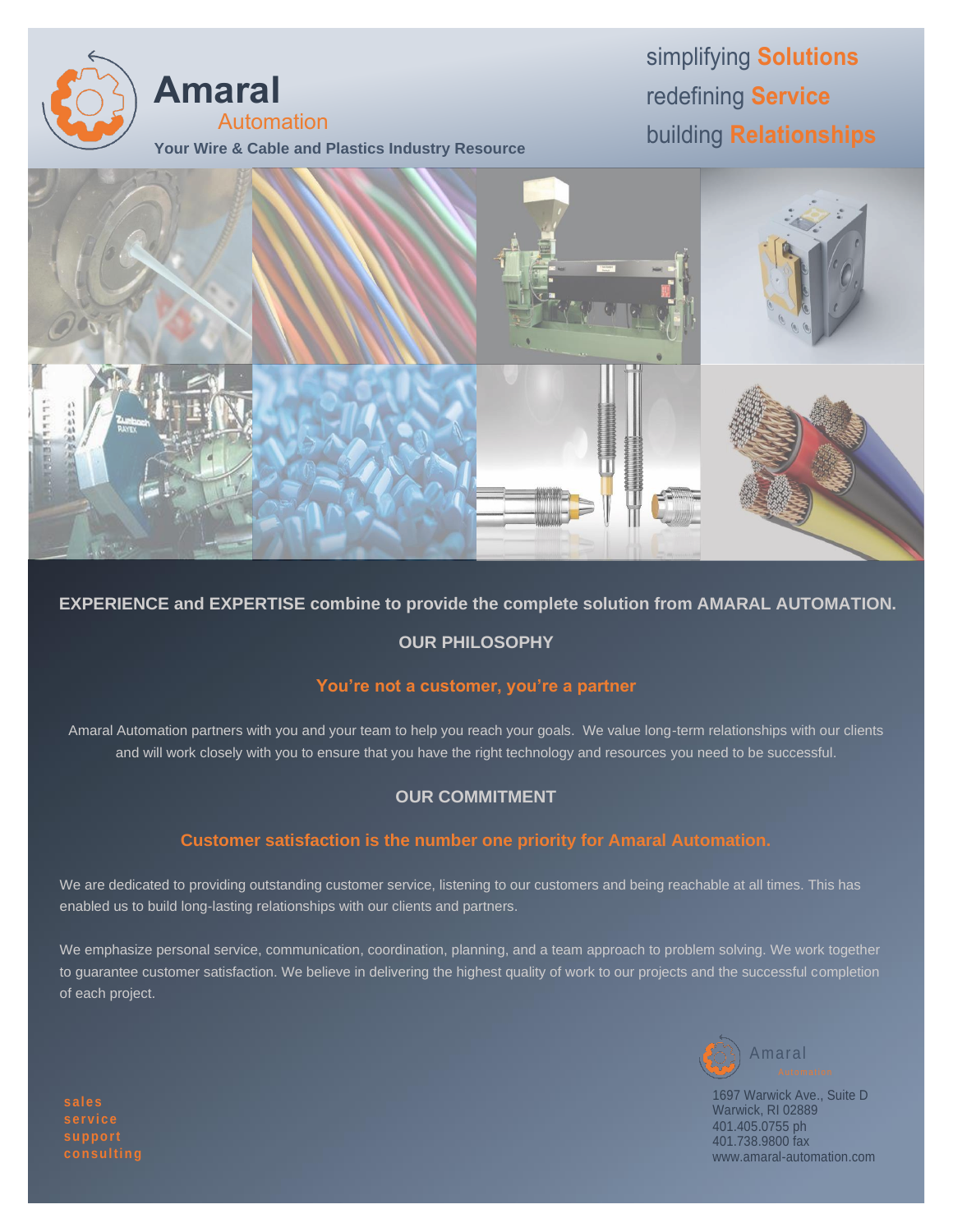# Amaral Automation

**Your Wire & Cable and Plastics Industry Resource**

simplifying **Solutions**
redefining **Service**
building **Relationships**

**EXPERIENCE and EXPERTISE combine to provide the complete solution from AMARAL AUTOMATION.**

## OUR PHILOSOPHY

### You're not a customer, you're a partner

Amaral Automation partners with you and your team to help you reach your goals. We value long-term relationships with our clients and will work closely with you to ensure that you have the right technology and resources you need to be successful.

## OUR COMMITMENT

### Customer satisfaction is the number one priority for Amaral Automation.

We are dedicated to providing outstanding customer service, listening to our customers and being reachable at all times. This has enabled us to build long-lasting relationships with our clients and partners.

We emphasize personal service, communication, coordination, planning, and a team approach to problem solving. We work together to guarantee customer satisfaction. We believe in delivering the highest quality of work to our projects and the successful completion of each project.

sales
service
support
consulting

Amaral Automation
1697 Warwick Ave., Suite D
Warwick, RI 02889
401.405.0755 ph
401.738.9800 fax
www.amaral-automation.com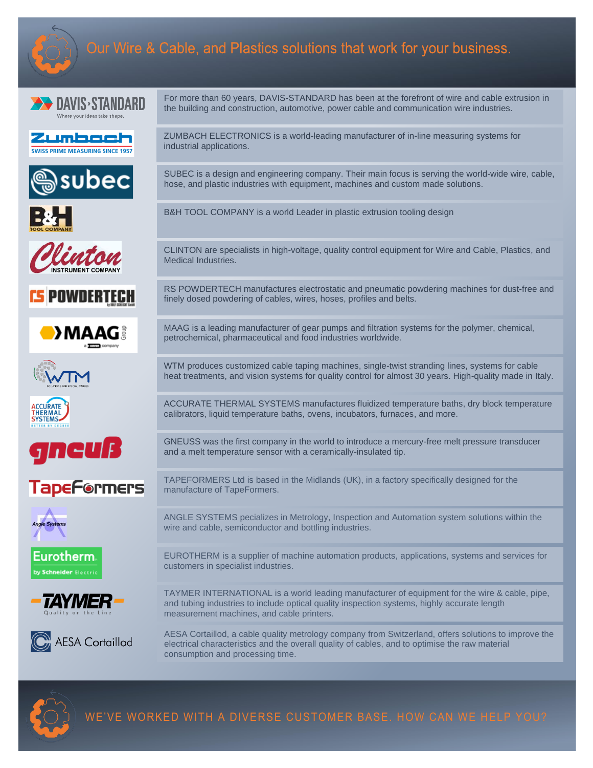# Our Wire & Cable, and Plastics solutions that work for your business.

For more than 60 years, DAVIS-STANDARD has been at the forefront of wire and cable extrusion in the building and construction, automotive, power cable and communication wire industries.

ZUMBACH ELECTRONICS is a world-leading manufacturer of in-line measuring systems for industrial applications.

SUBEC is a design and engineering company. Their main focus is serving the world-wide wire, cable, hose, and plastic industries with equipment, machines and custom made solutions.

B&H TOOL COMPANY is a world Leader in plastic extrusion tooling design

CLINTON are specialists in high-voltage, quality control equipment for Wire and Cable, Plastics, and Medical Industries.

RS POWDERTECH manufactures electrostatic and pneumatic powdering machines for dust-free and finely dosed powdering of cables, wires, hoses, profiles and belts.

MAAG is a leading manufacturer of gear pumps and filtration systems for the polymer, chemical, petrochemical, pharmaceutical and food industries worldwide.

WTM produces customized cable taping machines, single-twist stranding lines, systems for cable heat treatments, and vision systems for quality control for almost 30 years. High-quality made in Italy.

ACCURATE THERMAL SYSTEMS manufactures fluidized temperature baths, dry block temperature calibrators, liquid temperature baths, ovens, incubators, furnaces, and more.

GNEUSS was the first company in the world to introduce a mercury-free melt pressure transducer and a melt temperature sensor with a ceramically-insulated tip.

TAPEFORMERS Ltd is based in the Midlands (UK), in a factory specifically designed for the manufacture of TapeFormers.

ANGLE SYSTEMS pecializes in Metrology, Inspection and Automation system solutions within the wire and cable, semiconductor and bottling industries.

EUROTHERM is a supplier of machine automation products, applications, systems and services for customers in specialist industries.

TAYMER INTERNATIONAL is a world leading manufacturer of equipment for the wire & cable, pipe, and tubing industries to include optical quality inspection systems, highly accurate length measurement machines, and cable printers.

AESA Cortaillod, a cable quality metrology company from Switzerland, offers solutions to improve the electrical characteristics and the overall quality of cables, and to optimise the raw material consumption and processing time.

WE'VE WORKED WITH A DIVERSE CUSTOMER BASE. HOW CAN WE HELP YOU?